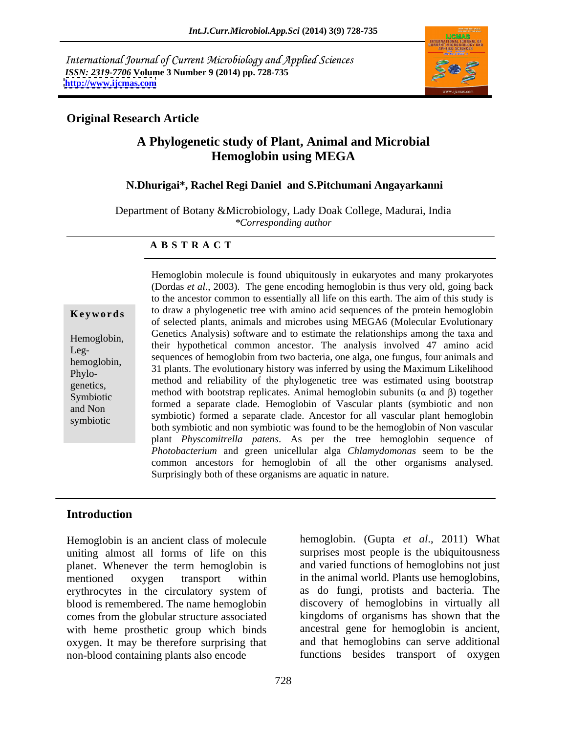International Journal of Current Microbiology and Applied Sciences
*ISSN: 2319-7706* **Volume 3 Number 9 (2014) pp. 728-735**
**http://www.ijcmas.com**

**Original Research Article**

# A Phylogenetic study of Plant, Animal and Microbial Hemoglobin using MEGA

**N.Dhurigai\*, Rachel Regi Daniel and S.Pitchumani Angayarkanni**

Department of Botany &Microbiology, Lady Doak College, Madurai, India
*\*Corresponding author*

## A B S T R A C T

**Keywords**

Hemoglobin, Leg-hemoglobin, Phylo-genetics, Symbiotic and Non symbiotic

Hemoglobin molecule is found ubiquitously in eukaryotes and many prokaryotes (Dordas *et al*., 2003). The gene encoding hemoglobin is thus very old, going back to the ancestor common to essentially all life on this earth. The aim of this study is to draw a phylogenetic tree with amino acid sequences of the protein hemoglobin of selected plants, animals and microbes using MEGA6 (Molecular Evolutionary Genetics Analysis) software and to estimate the relationships among the taxa and their hypothetical common ancestor. The analysis involved 47 amino acid sequences of hemoglobin from two bacteria, one alga, one fungus, four animals and 31 plants. The evolutionary history was inferred by using the Maximum Likelihood method and reliability of the phylogenetic tree was estimated using bootstrap method with bootstrap replicates. Animal hemoglobin subunits ($\alpha$ and $\beta$) together formed a separate clade. Hemoglobin of Vascular plants (symbiotic and non symbiotic) formed a separate clade. Ancestor for all vascular plant hemoglobin both symbiotic and non symbiotic was found to be the hemoglobin of Non vascular plant *Physcomitrella patens*. As per the tree hemoglobin sequence of *Photobacterium* and green unicellular alga *Chlamydomonas* seem to be the common ancestors for hemoglobin of all the other organisms analysed. Surprisingly both of these organisms are aquatic in nature.

## Introduction

Hemoglobin is an ancient class of molecule uniting almost all forms of life on this planet. Whenever the term hemoglobin is mentioned oxygen transport within erythrocytes in the circulatory system of blood is remembered. The name hemoglobin comes from the globular structure associated with heme prosthetic group which binds oxygen. It may be therefore surprising that non-blood containing plants also encode hemoglobin. (Gupta *et al*., 2011) What surprises most people is the ubiquitousness and varied functions of hemoglobins not just in the animal world. Plants use hemoglobins, as do fungi, protists and bacteria. The discovery of hemoglobins in virtually all kingdoms of organisms has shown that the ancestral gene for hemoglobin is ancient, and that hemoglobins can serve additional functions besides transport of oxygen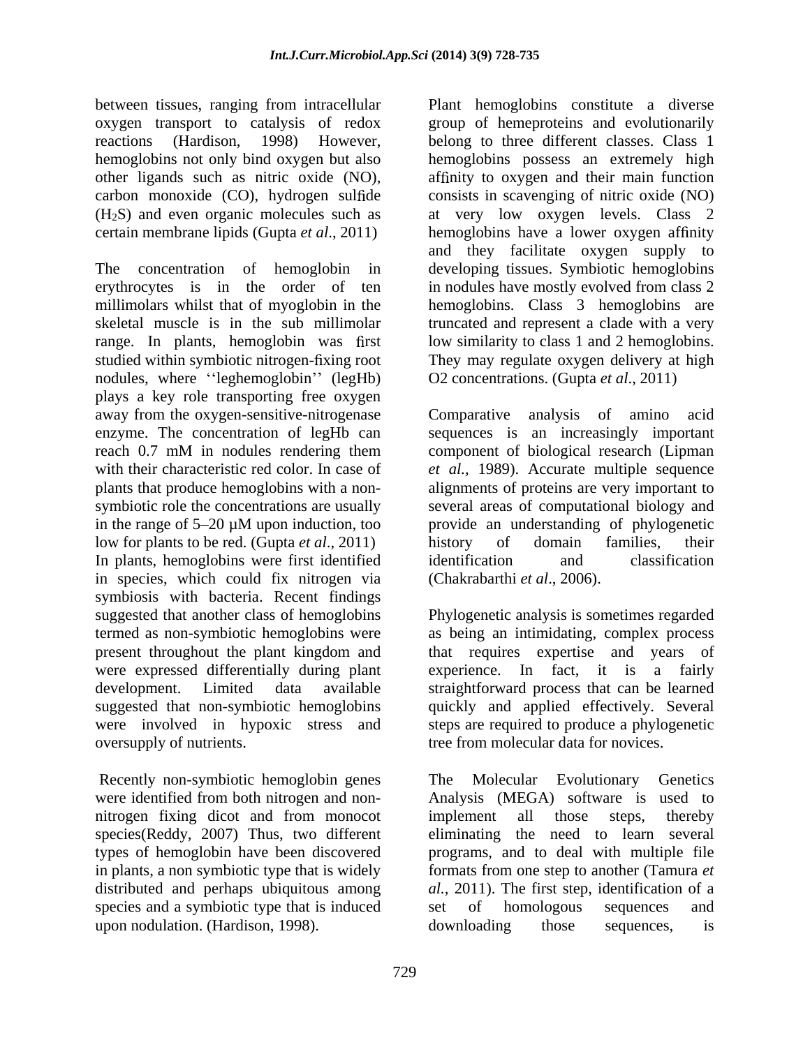between tissues, ranging from intracellular oxygen transport to catalysis of redox reactions (Hardison, 1998) However, hemoglobins not only bind oxygen but also other ligands such as nitric oxide (NO), carbon monoxide (CO), hydrogen sulfide ($H_2S$) and even organic molecules such as certain membrane lipids (Gupta *et al*., 2011)

The concentration of hemoglobin in erythrocytes is in the order of ten millimolars whilst that of myoglobin in the skeletal muscle is in the sub millimolar range. In plants, hemoglobin was first studied within symbiotic nitrogen-fixing root nodules, where ''leghemoglobin'' (legHb) plays a key role transporting free oxygen away from the oxygen-sensitive-nitrogenase enzyme. The concentration of legHb can reach 0.7 mM in nodules rendering them with their characteristic red color. In case of plants that produce hemoglobins with a non-symbiotic role the concentrations are usually in the range of 5–20 µM upon induction, too low for plants to be red. (Gupta *et al*., 2011) In plants, hemoglobins were first identified in species, which could fix nitrogen via symbiosis with bacteria. Recent findings suggested that another class of hemoglobins termed as non-symbiotic hemoglobins were present throughout the plant kingdom and were expressed differentially during plant development. Limited data available suggested that non-symbiotic hemoglobins were involved in hypoxic stress and oversupply of nutrients.

Recently non-symbiotic hemoglobin genes were identified from both nitrogen and non-nitrogen fixing dicot and from monocot species(Reddy, 2007) Thus, two different types of hemoglobin have been discovered in plants, a non symbiotic type that is widely distributed and perhaps ubiquitous among species and a symbiotic type that is induced upon nodulation. (Hardison, 1998).

Plant hemoglobins constitute a diverse group of hemeproteins and evolutionarily belong to three different classes. Class 1 hemoglobins possess an extremely high affinity to oxygen and their main function consists in scavenging of nitric oxide (NO) at very low oxygen levels. Class 2 hemoglobins have a lower oxygen affinity and they facilitate oxygen supply to developing tissues. Symbiotic hemoglobins in nodules have mostly evolved from class 2 hemoglobins. Class 3 hemoglobins are truncated and represent a clade with a very low similarity to class 1 and 2 hemoglobins. They may regulate oxygen delivery at high O2 concentrations. (Gupta *et al*., 2011)

Comparative analysis of amino acid sequences is an increasingly important component of biological research (Lipman *et al.,* 1989). Accurate multiple sequence alignments of proteins are very important to several areas of computational biology and provide an understanding of phylogenetic history of domain families, their identification and classification (Chakrabarthi *et al*., 2006).

Phylogenetic analysis is sometimes regarded as being an intimidating, complex process that requires expertise and years of experience. In fact, it is a fairly straightforward process that can be learned quickly and applied effectively. Several steps are required to produce a phylogenetic tree from molecular data for novices.

The Molecular Evolutionary Genetics Analysis (MEGA) software is used to implement all those steps, thereby eliminating the need to learn several programs, and to deal with multiple file formats from one step to another (Tamura *et al.,* 2011). The first step, identification of a set of homologous sequences and downloading those sequences, is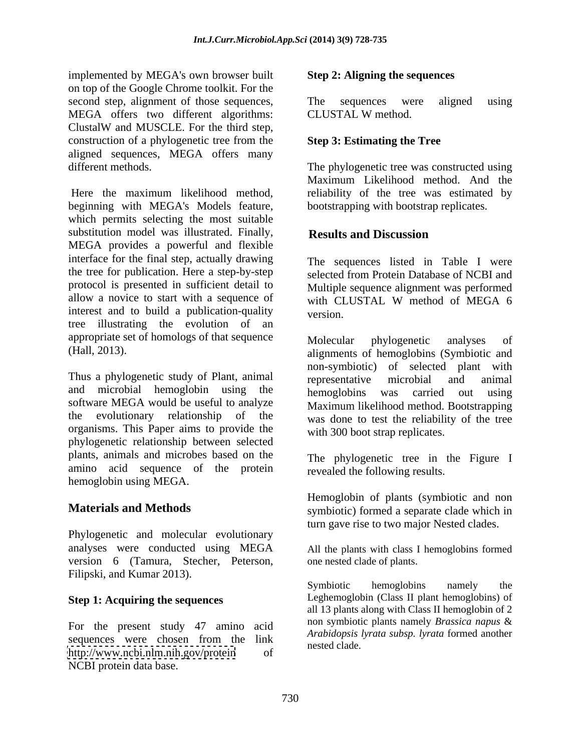implemented by MEGA's own browser built on top of the Google Chrome toolkit. For the second step, alignment of those sequences, MEGA offers two different algorithms: ClustalW and MUSCLE. For the third step, construction of a phylogenetic tree from the aligned sequences, MEGA offers many different methods.

Here the maximum likelihood method, beginning with MEGA's Models feature, which permits selecting the most suitable substitution model was illustrated. Finally, MEGA provides a powerful and flexible interface for the final step, actually drawing the tree for publication. Here a step-by-step protocol is presented in sufficient detail to allow a novice to start with a sequence of interest and to build a publication-quality tree illustrating the evolution of an appropriate set of homologs of that sequence (Hall, 2013).

Thus a phylogenetic study of Plant, animal and microbial hemoglobin using the software MEGA would be useful to analyze the evolutionary relationship of the organisms. This Paper aims to provide the phylogenetic relationship between selected plants, animals and microbes based on the amino acid sequence of the protein hemoglobin using MEGA.

## Materials and Methods

Phylogenetic and molecular evolutionary analyses were conducted using MEGA version 6 (Tamura, Stecher, Peterson, Filipski, and Kumar 2013).

### Step 1: Acquiring the sequences

For the present study 47 amino acid sequences were chosen from the link http://www.ncbi.nlm.nih.gov/protein of NCBI protein data base.

### Step 2: Aligning the sequences

The sequences were aligned using CLUSTAL W method.

### Step 3: Estimating the Tree

The phylogenetic tree was constructed using Maximum Likelihood method. And the reliability of the tree was estimated by bootstrapping with bootstrap replicates.

## Results and Discussion

The sequences listed in Table I were selected from Protein Database of NCBI and Multiple sequence alignment was performed with CLUSTAL W method of MEGA 6 version.

Molecular phylogenetic analyses of alignments of hemoglobins (Symbiotic and non-symbiotic) of selected plant with representative microbial and animal hemoglobins was carried out using Maximum likelihood method. Bootstrapping was done to test the reliability of the tree with 300 boot strap replicates.

The phylogenetic tree in the Figure I revealed the following results.

Hemoglobin of plants (symbiotic and non symbiotic) formed a separate clade which in turn gave rise to two major Nested clades.

All the plants with class I hemoglobins formed one nested clade of plants.

Symbiotic hemoglobins namely the Leghemoglobin (Class II plant hemoglobins) of all 13 plants along with Class II hemoglobin of 2 non symbiotic plants namely *Brassica napus* & *Arabidopsis lyrata subsp. lyrata* formed another nested clade.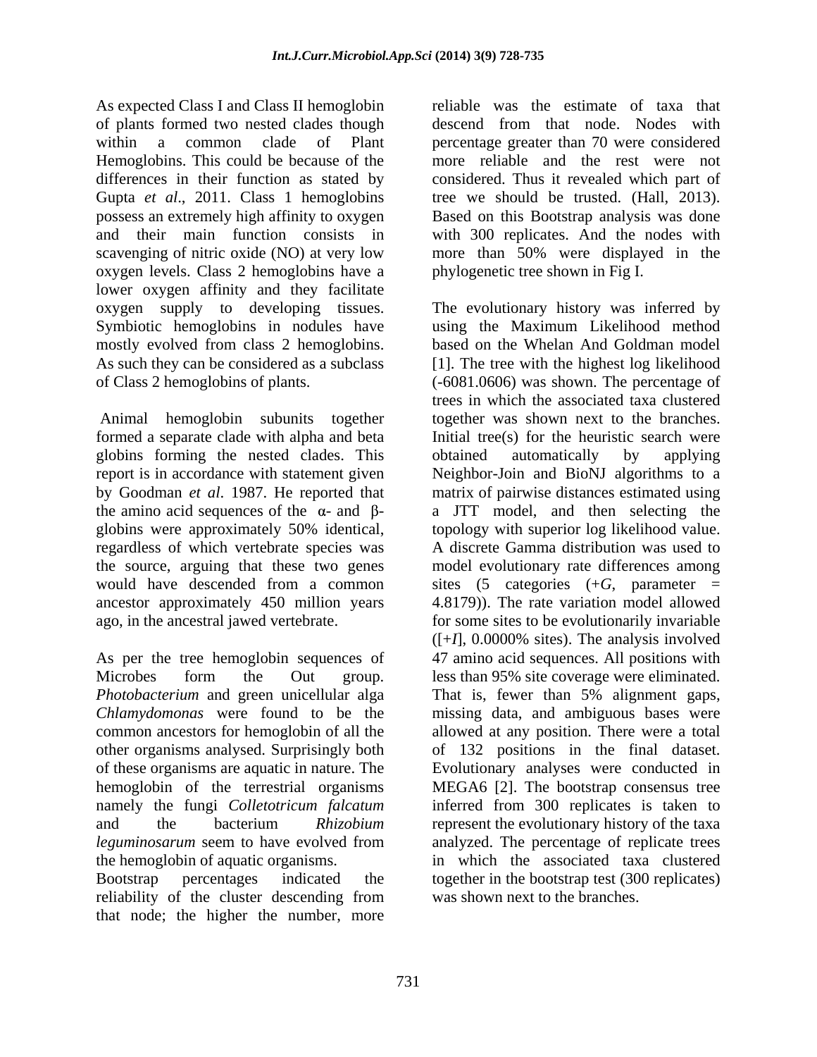As expected Class I and Class II hemoglobin of plants formed two nested clades though within a common clade of Plant Hemoglobins. This could be because of the differences in their function as stated by Gupta *et al*., 2011. Class 1 hemoglobins possess an extremely high affinity to oxygen and their main function consists in scavenging of nitric oxide (NO) at very low oxygen levels. Class 2 hemoglobins have a lower oxygen affinity and they facilitate oxygen supply to developing tissues. Symbiotic hemoglobins in nodules have mostly evolved from class 2 hemoglobins. As such they can be considered as a subclass of Class 2 hemoglobins of plants.

Animal hemoglobin subunits together formed a separate clade with alpha and beta globins forming the nested clades. This report is in accordance with statement given by Goodman *et al*. 1987. He reported that the amino acid sequences of the α- and β-globins were approximately 50% identical, regardless of which vertebrate species was the source, arguing that these two genes would have descended from a common ancestor approximately 450 million years ago, in the ancestral jawed vertebrate.

As per the tree hemoglobin sequences of Microbes form the Out group. *Photobacterium* and green unicellular alga *Chlamydomonas* were found to be the common ancestors for hemoglobin of all the other organisms analysed. Surprisingly both of these organisms are aquatic in nature. The hemoglobin of the terrestrial organisms namely the fungi *Colletotricum falcatum* and the bacterium *Rhizobium leguminosarum* seem to have evolved from the hemoglobin of aquatic organisms.

Bootstrap percentages indicated the reliability of the cluster descending from that node; the higher the number, more reliable was the estimate of taxa that descend from that node. Nodes with percentage greater than 70 were considered more reliable and the rest were not considered. Thus it revealed which part of tree we should be trusted. (Hall, 2013). Based on this Bootstrap analysis was done with 300 replicates. And the nodes with more than 50% were displayed in the phylogenetic tree shown in Fig I.

The evolutionary history was inferred by using the Maximum Likelihood method based on the Whelan And Goldman model [1]. The tree with the highest log likelihood (-6081.0606) was shown. The percentage of trees in which the associated taxa clustered together was shown next to the branches. Initial tree(s) for the heuristic search were obtained automatically by applying Neighbor-Join and BioNJ algorithms to a matrix of pairwise distances estimated using a JTT model, and then selecting the topology with superior log likelihood value. A discrete Gamma distribution was used to model evolutionary rate differences among sites (5 categories (+*G*, parameter = 4.8179)). The rate variation model allowed for some sites to be evolutionarily invariable ([+*I*], 0.0000% sites). The analysis involved 47 amino acid sequences. All positions with less than 95% site coverage were eliminated. That is, fewer than 5% alignment gaps, missing data, and ambiguous bases were allowed at any position. There were a total of 132 positions in the final dataset. Evolutionary analyses were conducted in MEGA6 [2]. The bootstrap consensus tree inferred from 300 replicates is taken to represent the evolutionary history of the taxa analyzed. The percentage of replicate trees in which the associated taxa clustered together in the bootstrap test (300 replicates) was shown next to the branches.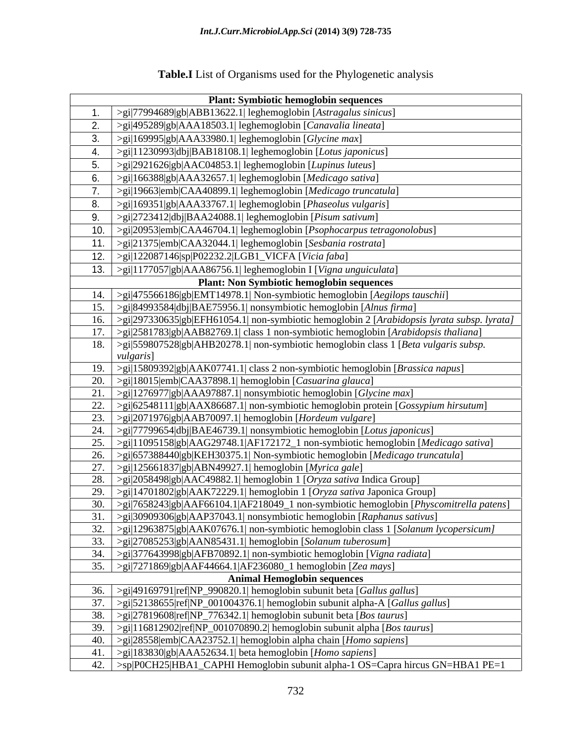**Table.I** List of Organisms used for the Phylogenetic analysis

| | |
|---|---|
| **Plant: Symbiotic hemoglobin sequences** | |
| 1. | >gi\|77994689\|gb\|ABB13622.1\| leghemoglobin [*Astragalus sinicus*] |
| 2. | >gi\|495289\|gb\|AAA18503.1\| leghemoglobin [*Canavalia lineata*] |
| 3. | >gi\|169995\|gb\|AAA33980.1\| leghemoglobin [*Glycine max*] |
| 4. | >gi\|11230993\|dbj\|BAB18108.1\| leghemoglobin [*Lotus japonicus*] |
| 5. | >gi\|2921626\|gb\|AAC04853.1\| leghemoglobin [*Lupinus luteus*] |
| 6. | >gi\|166388\|gb\|AAA32657.1\| leghemoglobin [*Medicago sativa*] |
| 7. | >gi\|19663\|emb\|CAA40899.1\| leghemoglobin [*Medicago truncatula*] |
| 8. | >gi\|169351\|gb\|AAA33767.1\| leghemoglobin [*Phaseolus vulgaris*] |
| 9. | >gi\|2723412\|dbj\|BAA24088.1\| leghemoglobin [*Pisum sativum*] |
| 10. | >gi\|20953\|emb\|CAA46704.1\| leghemoglobin [*Psophocarpus tetragonolobus*] |
| 11. | >gi\|21375\|emb\|CAA32044.1\| leghemoglobin [*Sesbania rostrata*] |
| 12. | >gi\|122087146\|sp\|P02232.2\|LGB1_VICFA [*Vicia faba*] |
| 13. | >gi\|1177057\|gb\|AAA86756.1\| leghemoglobin I [*Vigna unguiculata*] |
| **Plant: Non Symbiotic hemoglobin sequences** | |
| 14. | >gi\|475566186\|gb\|EMT14978.1\| Non-symbiotic hemoglobin [*Aegilops tauschii*] |
| 15. | >gi\|84993584\|dbj\|BAE75956.1\| nonsymbiotic hemoglobin [*Alnus firma*] |
| 16. | >gi\|297330635\|gb\|EFH61054.1\| non-symbiotic hemoglobin 2 [*Arabidopsis lyrata subsp. lyrata*] |
| 17. | >gi\|2581783\|gb\|AAB82769.1\| class 1 non-symbiotic hemoglobin [*Arabidopsis thaliana*] |
| 18. | >gi\|559807528\|gb\|AHB20278.1\| non-symbiotic hemoglobin class 1 [*Beta vulgaris subsp. vulgaris*] |
| 19. | >gi\|15809392\|gb\|AAK07741.1\| class 2 non-symbiotic hemoglobin [*Brassica napus*] |
| 20. | >gi\|18015\|emb\|CAA37898.1\| hemoglobin [*Casuarina glauca*] |
| 21. | >gi\|1276977\|gb\|AAA97887.1\| nonsymbiotic hemoglobin [*Glycine max*] |
| 22. | >gi\|62548111\|gb\|AAX86687.1\| non-symbiotic hemoglobin protein [*Gossypium hirsutum*] |
| 23. | >gi\|2071976\|gb\|AAB70097.1\| hemoglobin [*Hordeum vulgare*] |
| 24. | >gi\|77799654\|dbj\|BAE46739.1\| nonsymbiotic hemoglobin [*Lotus japonicus*] |
| 25. | >gi\|11095158\|gb\|AAG29748.1\|AF172172_1 non-symbiotic hemoglobin [*Medicago sativa*] |
| 26. | >gi\|657388440\|gb\|KEH30375.1\| Non-symbiotic hemoglobin [*Medicago truncatula*] |
| 27. | >gi\|125661837\|gb\|ABN49927.1\| hemoglobin [*Myrica gale*] |
| 28. | >gi\|2058498\|gb\|AAC49882.1\| hemoglobin 1 [*Oryza sativa* Indica Group] |
| 29. | >gi\|14701802\|gb\|AAK72229.1\| hemoglobin 1 [*Oryza sativa* Japonica Group] |
| 30. | >gi\|7658243\|gb\|AAF66104.1\|AF218049_1 non-symbiotic hemoglobin [*Physcomitrella patens*] |
| 31. | >gi\|30909306\|gb\|AAP37043.1\| nonsymbiotic hemoglobin [*Raphanus sativus*] |
| 32. | >gi\|12963875\|gb\|AAK07676.1\| non-symbiotic hemoglobin class 1 [*Solanum lycopersicum]* |
| 33. | >gi\|27085253\|gb\|AAN85431.1\| hemoglobin [*Solanum tuberosum*] |
| 34. | >gi\|377643998\|gb\|AFB70892.1\| non-symbiotic hemoglobin [*Vigna radiata*] |
| 35. | >gi\|7271869\|gb\|AAF44664.1\|AF236080_1 hemoglobin [*Zea mays*] |
| **Animal Hemoglobin sequences** | |
| 36. | >gi\|49169791\|ref\|NP_990820.1\| hemoglobin subunit beta [*Gallus gallus*] |
| 37. | >gi\|52138655\|ref\|NP_001004376.1\| hemoglobin subunit alpha-A [*Gallus gallus*] |
| 38. | >gi\|27819608\|ref\|NP_776342.1\| hemoglobin subunit beta [*Bos taurus*] |
| 39. | >gi\|116812902\|ref\|NP_001070890.2\| hemoglobin subunit alpha [*Bos taurus*] |
| 40. | >gi\|28558\|emb\|CAA23752.1\| hemoglobin alpha chain [*Homo sapiens*] |
| 41. | >gi\|183830\|gb\|AAA52634.1\| beta hemoglobin [*Homo sapiens*] |
| 42. | >sp\|P0CH25\|HBA1_CAPHI Hemoglobin subunit alpha-1 OS=Capra hircus GN=HBA1 PE=1 |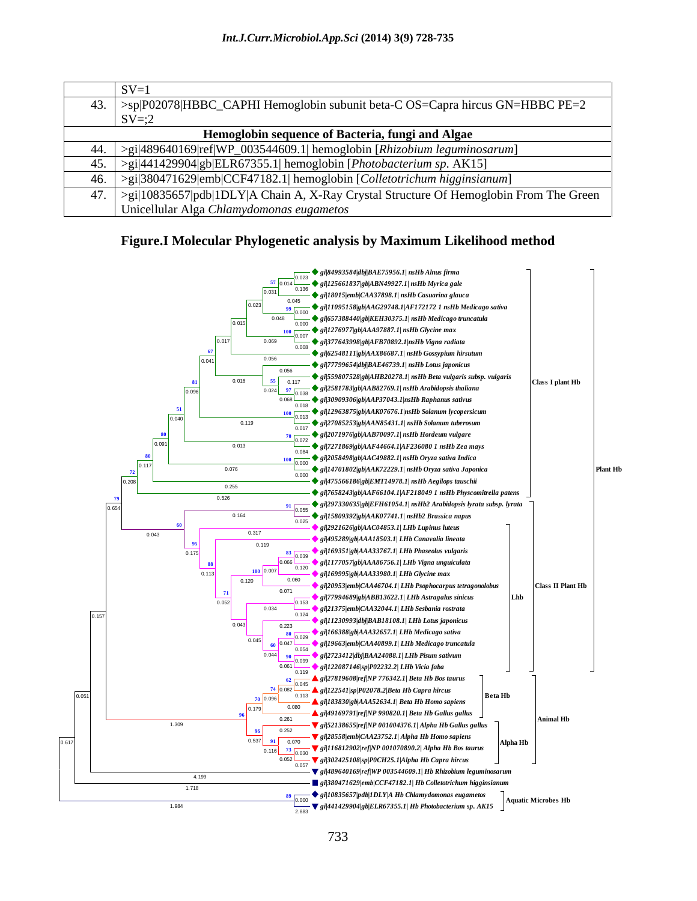| | |
|---|---|
| | SV=1 |
| 43. | >sp\|P02078\|HBBC_CAPHI Hemoglobin subunit beta-C OS=Capra hircus GN=HBBC PE=2 SV=;2 |
| **Hemoglobin sequence of Bacteria, fungi and Algae** | |
| 44. | >gi\|489640169\|ref\|WP_003544609.1\| hemoglobin [*Rhizobium leguminosarum*] |
| 45. | >gi\|441429904\|gb\|ELR67355.1\| hemoglobin [*Photobacterium sp.* AK15] |
| 46. | >gi\|380471629\|emb\|CCF47182.1\| hemoglobin [*Colletotrichum higginsianum*] |
| 47. | >gi\|10835657\|pdb\|1DLY\|A Chain A, X-Ray Crystal Structure Of Hemoglobin From The Green Unicellular Alga *Chlamydomonas eugametos* |

## Figure.I Molecular Phylogenetic analysis by Maximum Likelihood method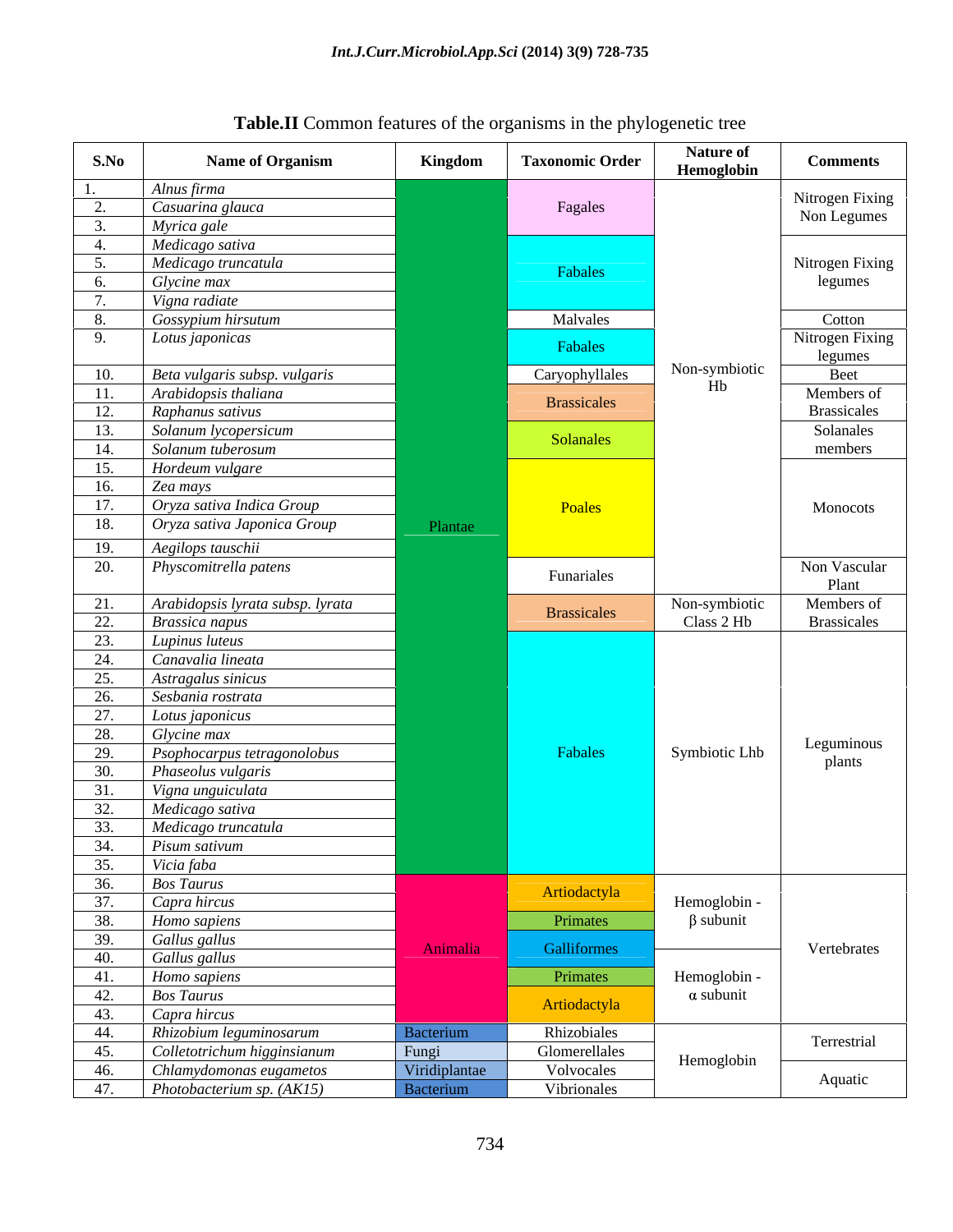**Table.II** Common features of the organisms in the phylogenetic tree

| S.No | Name of Organism | Kingdom | Taxonomic Order | Nature of Hemoglobin | Comments |
|---|---|---|---|---|---|
| 1. | *Alnus firma* | Plantae | Fagales | Non-symbiotic Hb | Nitrogen Fixing Non Legumes |
| 2. | *Casuarina glauca* | | | | |
| 3. | *Myrica gale* | | | | |
| 4. | *Medicago sativa* | | Fabales | | Nitrogen Fixing legumes |
| 5. | *Medicago truncatula* | | | | |
| 6. | *Glycine max* | | | | |
| 7. | *Vigna radiate* | | | | |
| 8. | *Gossypium hirsutum* | | Malvales | | Cotton |
| 9. | *Lotus japonicas* | | Fabales | | Nitrogen Fixing legumes |
| 10. | *Beta vulgaris subsp. vulgaris* | | Caryophyllales | | Beet |
| 11. | *Arabidopsis thaliana* | | Brassicales | | Members of Brassicales |
| 12. | *Raphanus sativus* | | | | |
| 13. | *Solanum lycopersicum* | | Solanales | | Solanales members |
| 14. | *Solanum tuberosum* | | | | |
| 15. | *Hordeum vulgare* | | Poales | | Monocots |
| 16. | *Zea mays* | | | | |
| 17. | *Oryza sativa Indica Group* | | | | |
| 18. | *Oryza sativa Japonica Group* | | | | |
| 19. | *Aegilops tauschii* | | | | |
| 20. | *Physcomitrella patens* | | Funariales | | Non Vascular Plant |
| 21. | *Arabidopsis lyrata subsp. lyrata* | | Brassicales | Non-symbiotic Class 2 Hb | Members of Brassicales |
| 22. | *Brassica napus* | | | | |
| 23. | *Lupinus luteus* | | Fabales | Symbiotic Lhb | Leguminous plants |
| 24. | *Canavalia lineata* | | | | |
| 25. | *Astragalus sinicus* | | | | |
| 26. | *Sesbania rostrata* | | | | |
| 27. | *Lotus japonicus* | | | | |
| 28. | *Glycine max* | | | | |
| 29. | *Psophocarpus tetragonolobus* | | | | |
| 30. | *Phaseolus vulgaris* | | | | |
| 31. | *Vigna unguiculata* | | | | |
| 32. | *Medicago sativa* | | | | |
| 33. | *Medicago truncatula* | | | | |
| 34. | *Pisum sativum* | | | | |
| 35. | *Vicia faba* | | | | |
| 36. | *Bos Taurus* | Animalia | Artiodactyla | Hemoglobin - β subunit | Vertebrates |
| 37. | *Capra hircus* | | | | |
| 38. | *Homo sapiens* | | Primates | | |
| 39. | *Gallus gallus* | | Galliformes | | |
| 40. | *Gallus gallus* | | | Hemoglobin - α subunit | |
| 41. | *Homo sapiens* | | Primates | | |
| 42. | *Bos Taurus* | | Artiodactyla | | |
| 43. | *Capra hircus* | | | | |
| 44. | *Rhizobium leguminosarum* | Bacterium | Rhizobiales | Hemoglobin | Terrestrial |
| 45. | *Colletotrichum higginsianum* | Fungi | Glomerellales | | |
| 46. | *Chlamydomonas eugametos* | Viridiplantae | Volvocales | | Aquatic |
| 47. | *Photobacterium sp. (AK15)* | Bacterium | Vibrionales | | |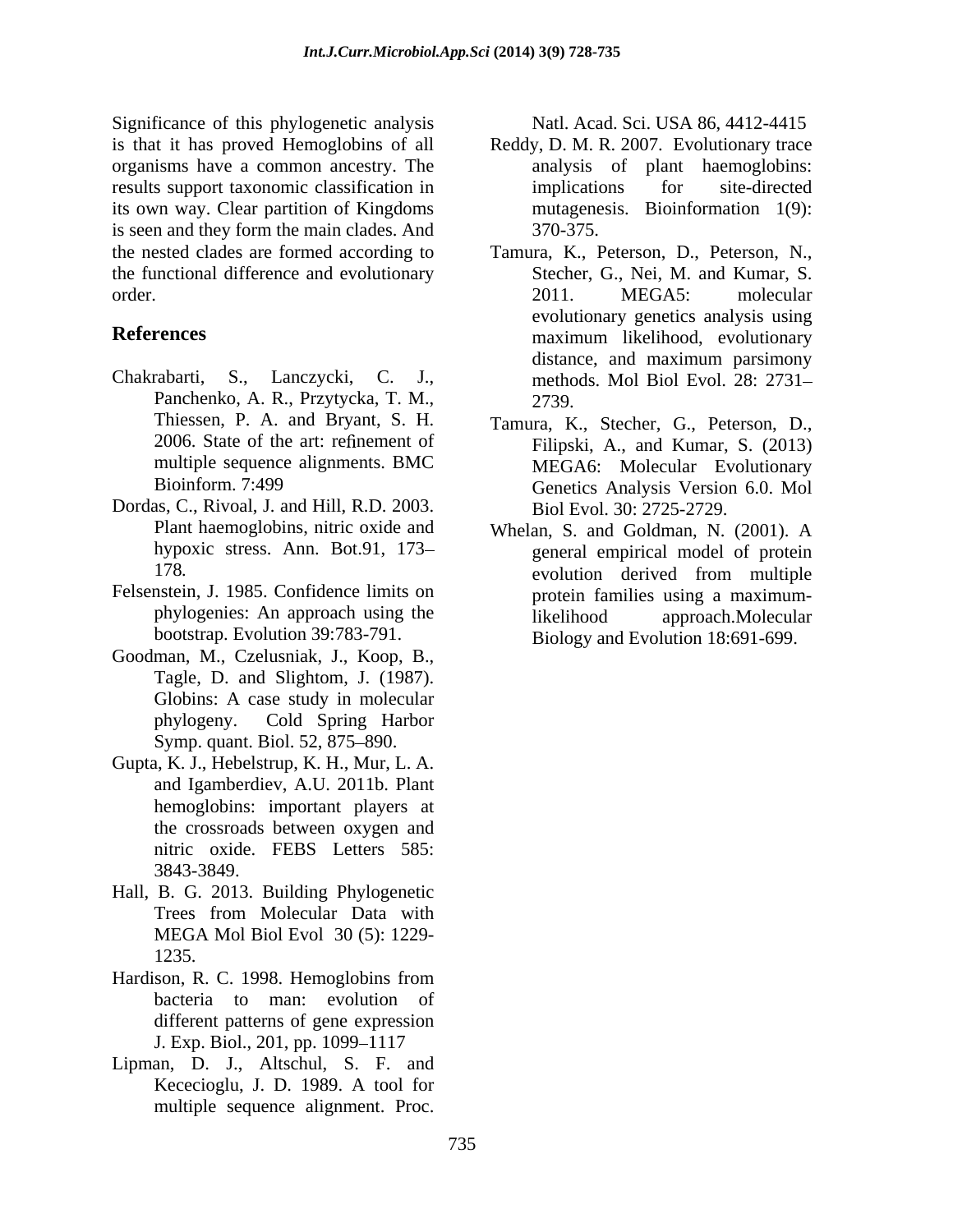Significance of this phylogenetic analysis is that it has proved Hemoglobins of all organisms have a common ancestry. The results support taxonomic classification in its own way. Clear partition of Kingdoms is seen and they form the main clades. And the nested clades are formed according to the functional difference and evolutionary order.

## References

Chakrabarti, S., Lanczycki, C. J., Panchenko, A. R., Przytycka, T. M., Thiessen, P. A. and Bryant, S. H. 2006. State of the art: refinement of multiple sequence alignments. BMC Bioinform. 7:499

Dordas, C., Rivoal, J. and Hill, R.D. 2003. Plant haemoglobins, nitric oxide and hypoxic stress. Ann. Bot.91, 173–178.

Felsenstein, J. 1985. Confidence limits on phylogenies: An approach using the bootstrap. Evolution 39:783-791.

Goodman, M., Czelusniak, J., Koop, B., Tagle, D. and Slightom, J. (1987). Globins: A case study in molecular phylogeny. Cold Spring Harbor Symp. quant. Biol. 52, 875–890.

Gupta, K. J., Hebelstrup, K. H., Mur, L. A. and Igamberdiev, A.U. 2011b. Plant hemoglobins: important players at the crossroads between oxygen and nitric oxide. FEBS Letters 585: 3843-3849.

Hall, B. G. 2013. Building Phylogenetic Trees from Molecular Data with MEGA Mol Biol Evol 30 (5): 1229-1235.

Hardison, R. C. 1998. Hemoglobins from bacteria to man: evolution of different patterns of gene expression J. Exp. Biol., 201, pp. 1099–1117

Lipman, D. J., Altschul, S. F. and Kececioglu, J. D. 1989. A tool for multiple sequence alignment. Proc. Natl. Acad. Sci. USA 86, 4412-4415

Reddy, D. M. R. 2007. Evolutionary trace analysis of plant haemoglobins: implications for site-directed mutagenesis. Bioinformation 1(9): 370-375.

Tamura, K., Peterson, D., Peterson, N., Stecher, G., Nei, M. and Kumar, S. 2011. MEGA5: molecular evolutionary genetics analysis using maximum likelihood, evolutionary distance, and maximum parsimony methods. Mol Biol Evol. 28: 2731–2739.

Tamura, K., Stecher, G., Peterson, D., Filipski, A., and Kumar, S. (2013) MEGA6: Molecular Evolutionary Genetics Analysis Version 6.0. Mol Biol Evol. 30: 2725-2729.

Whelan, S. and Goldman, N. (2001). A general empirical model of protein evolution derived from multiple protein families using a maximum-likelihood approach.Molecular Biology and Evolution 18:691-699.